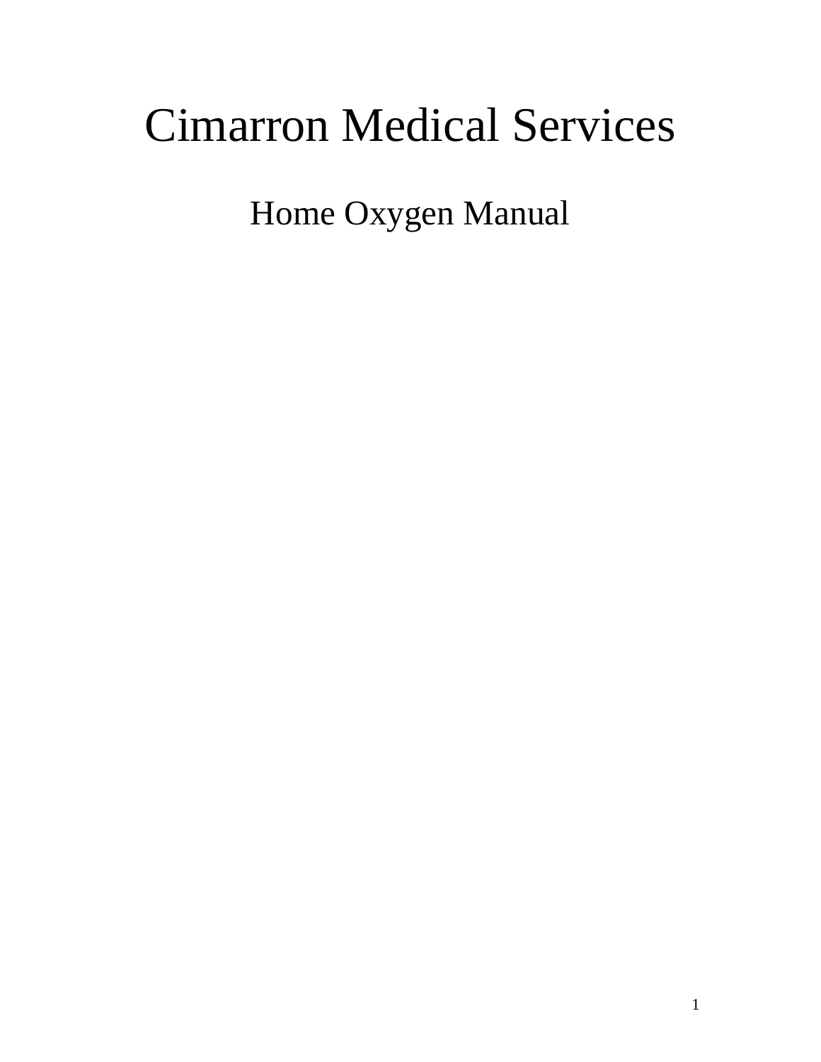# Cimarron Medical Services

## Home Oxygen Manual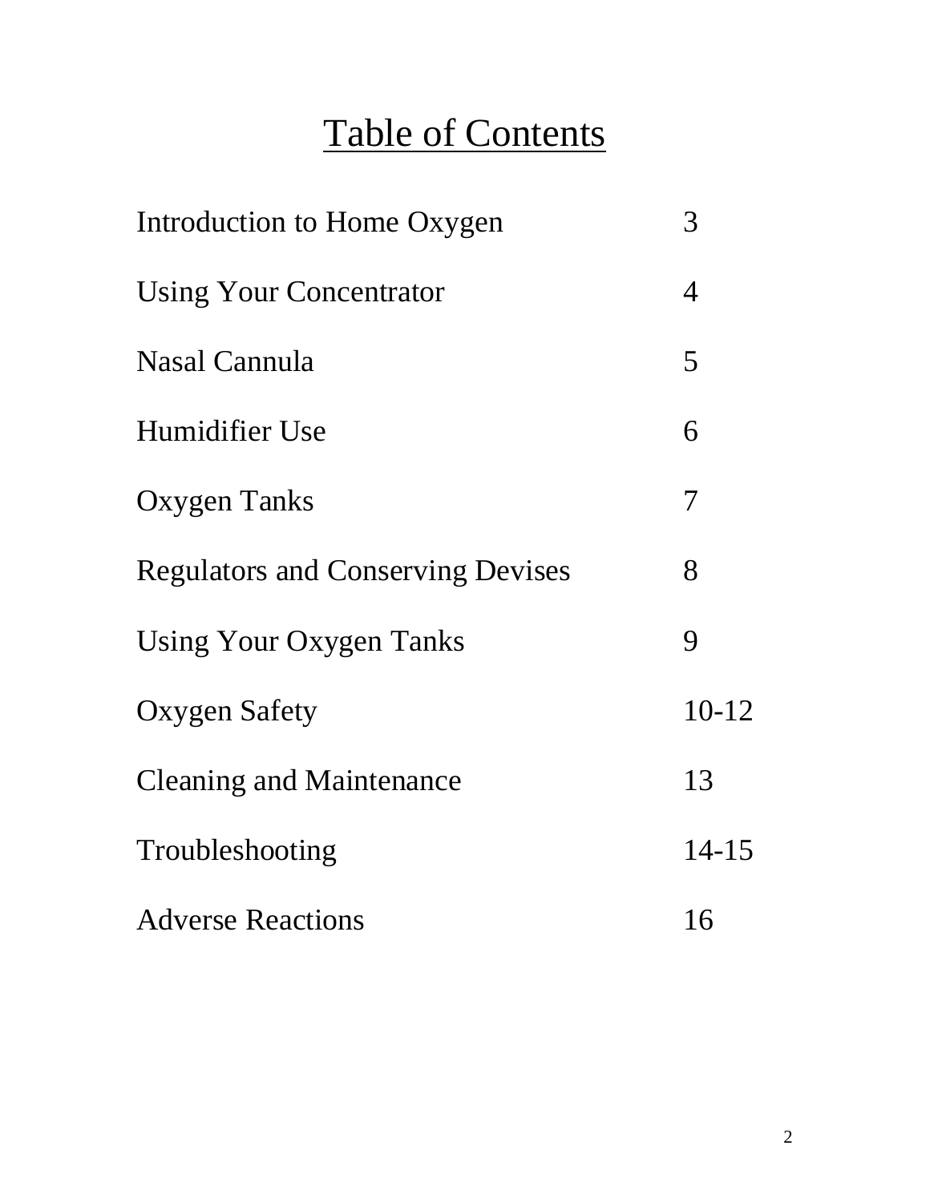# Table of Contents

| | |
|---|---|
| Introduction to Home Oxygen | 3 |
| Using Your Concentrator | 4 |
| Nasal Cannula | 5 |
| Humidifier Use | 6 |
| Oxygen Tanks | 7 |
| Regulators and Conserving Devises | 8 |
| Using Your Oxygen Tanks | 9 |
| Oxygen Safety | 10-12 |
| Cleaning and Maintenance | 13 |
| Troubleshooting | 14-15 |
| Adverse Reactions | 16 |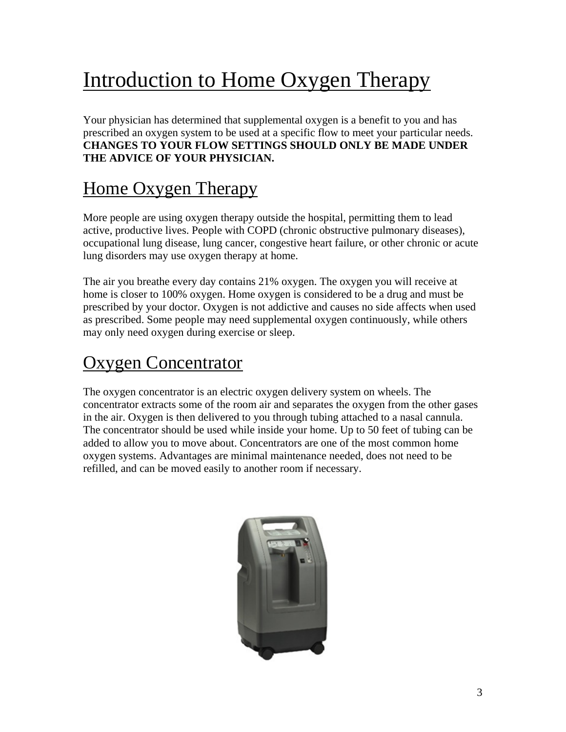# Introduction to Home Oxygen Therapy

Your physician has determined that supplemental oxygen is a benefit to you and has prescribed an oxygen system to be used at a specific flow to meet your particular needs. **CHANGES TO YOUR FLOW SETTINGS SHOULD ONLY BE MADE UNDER THE ADVICE OF YOUR PHYSICIAN.**

## Home Oxygen Therapy

More people are using oxygen therapy outside the hospital, permitting them to lead active, productive lives. People with COPD (chronic obstructive pulmonary diseases), occupational lung disease, lung cancer, congestive heart failure, or other chronic or acute lung disorders may use oxygen therapy at home.

The air you breathe every day contains 21% oxygen. The oxygen you will receive at home is closer to 100% oxygen. Home oxygen is considered to be a drug and must be prescribed by your doctor. Oxygen is not addictive and causes no side affects when used as prescribed. Some people may need supplemental oxygen continuously, while others may only need oxygen during exercise or sleep.

## Oxygen Concentrator

The oxygen concentrator is an electric oxygen delivery system on wheels. The concentrator extracts some of the room air and separates the oxygen from the other gases in the air. Oxygen is then delivered to you through tubing attached to a nasal cannula. The concentrator should be used while inside your home. Up to 50 feet of tubing can be added to allow you to move about. Concentrators are one of the most common home oxygen systems. Advantages are minimal maintenance needed, does not need to be refilled, and can be moved easily to another room if necessary.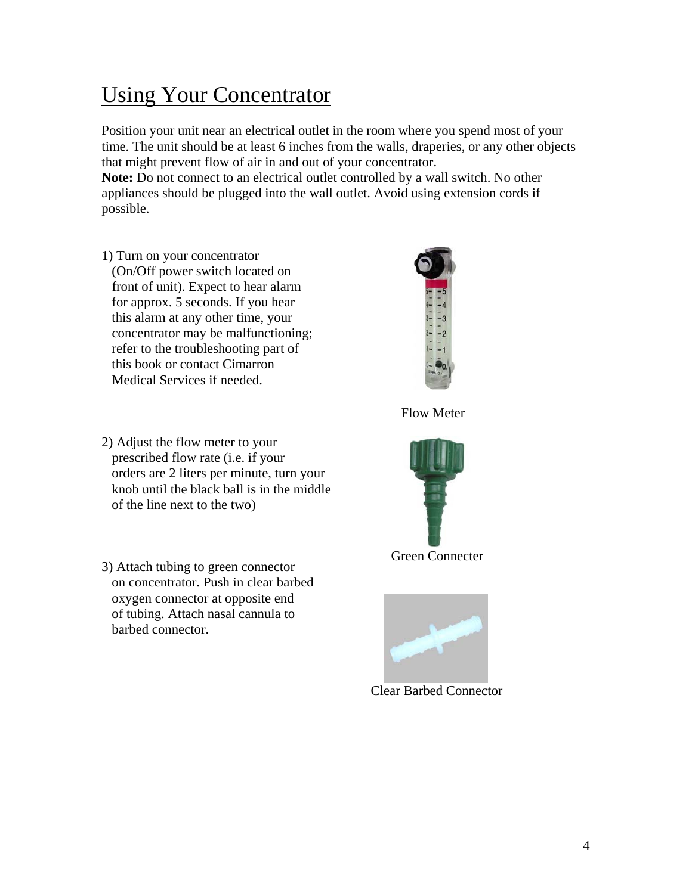# Using Your Concentrator

Position your unit near an electrical outlet in the room where you spend most of your time. The unit should be at least 6 inches from the walls, draperies, or any other objects that might prevent flow of air in and out of your concentrator.

**Note:** Do not connect to an electrical outlet controlled by a wall switch. No other appliances should be plugged into the wall outlet. Avoid using extension cords if possible.

1) Turn on your concentrator (On/Off power switch located on front of unit). Expect to hear alarm for approx. 5 seconds. If you hear this alarm at any other time, your concentrator may be malfunctioning; refer to the troubleshooting part of this book or contact Cimarron Medical Services if needed.

Flow Meter

2) Adjust the flow meter to your prescribed flow rate (i.e. if your orders are 2 liters per minute, turn your knob until the black ball is in the middle of the line next to the two)

Green Connecter

3) Attach tubing to green connector on concentrator. Push in clear barbed oxygen connector at opposite end of tubing. Attach nasal cannula to barbed connector.

Clear Barbed Connector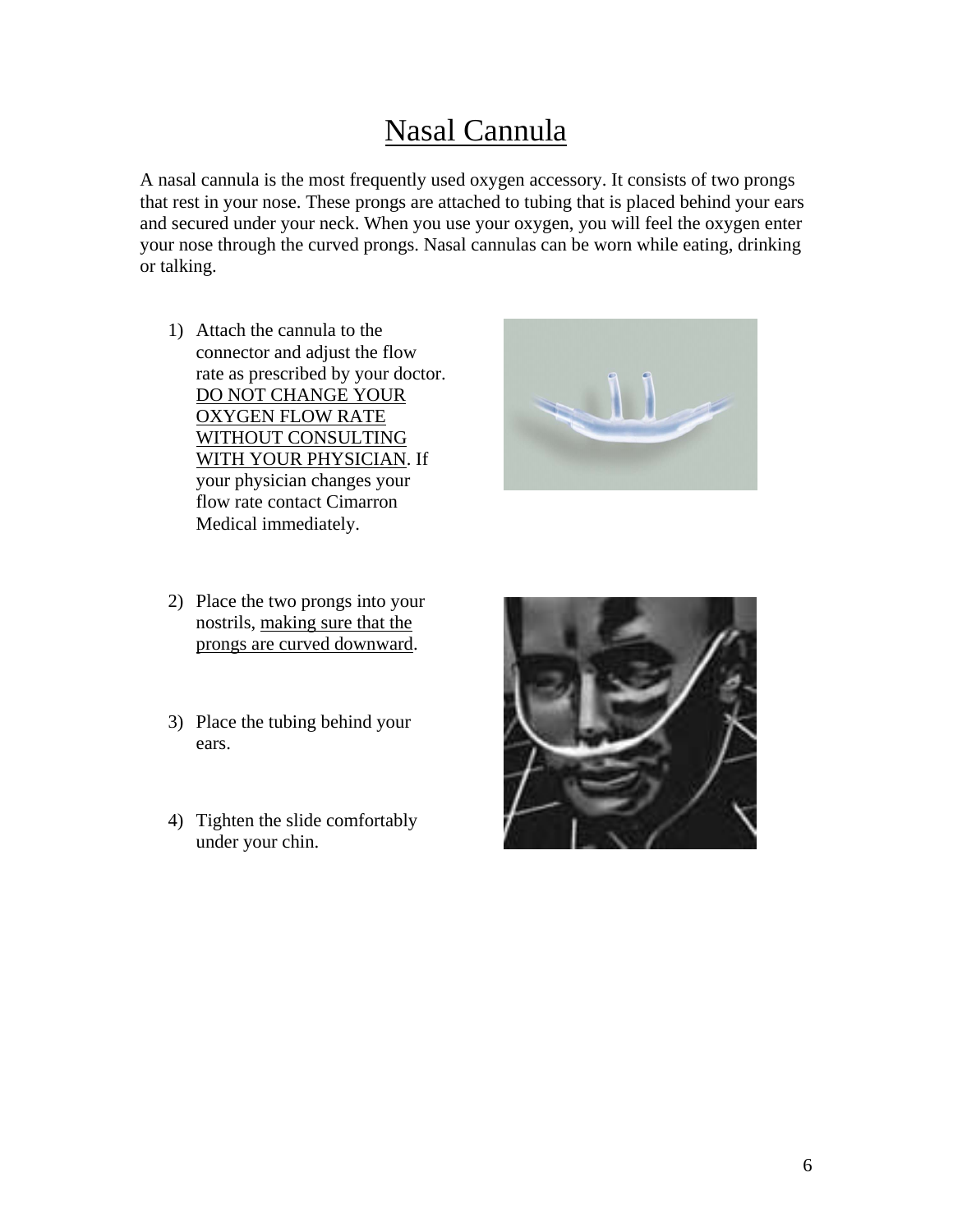# Nasal Cannula

A nasal cannula is the most frequently used oxygen accessory. It consists of two prongs that rest in your nose. These prongs are attached to tubing that is placed behind your ears and secured under your neck. When you use your oxygen, you will feel the oxygen enter your nose through the curved prongs. Nasal cannulas can be worn while eating, drinking or talking.

1) Attach the cannula to the connector and adjust the flow rate as prescribed by your doctor. DO NOT CHANGE YOUR OXYGEN FLOW RATE WITHOUT CONSULTING WITH YOUR PHYSICIAN. If your physician changes your flow rate contact Cimarron Medical immediately.

2) Place the two prongs into your nostrils, making sure that the prongs are curved downward.

3) Place the tubing behind your ears.

4) Tighten the slide comfortably under your chin.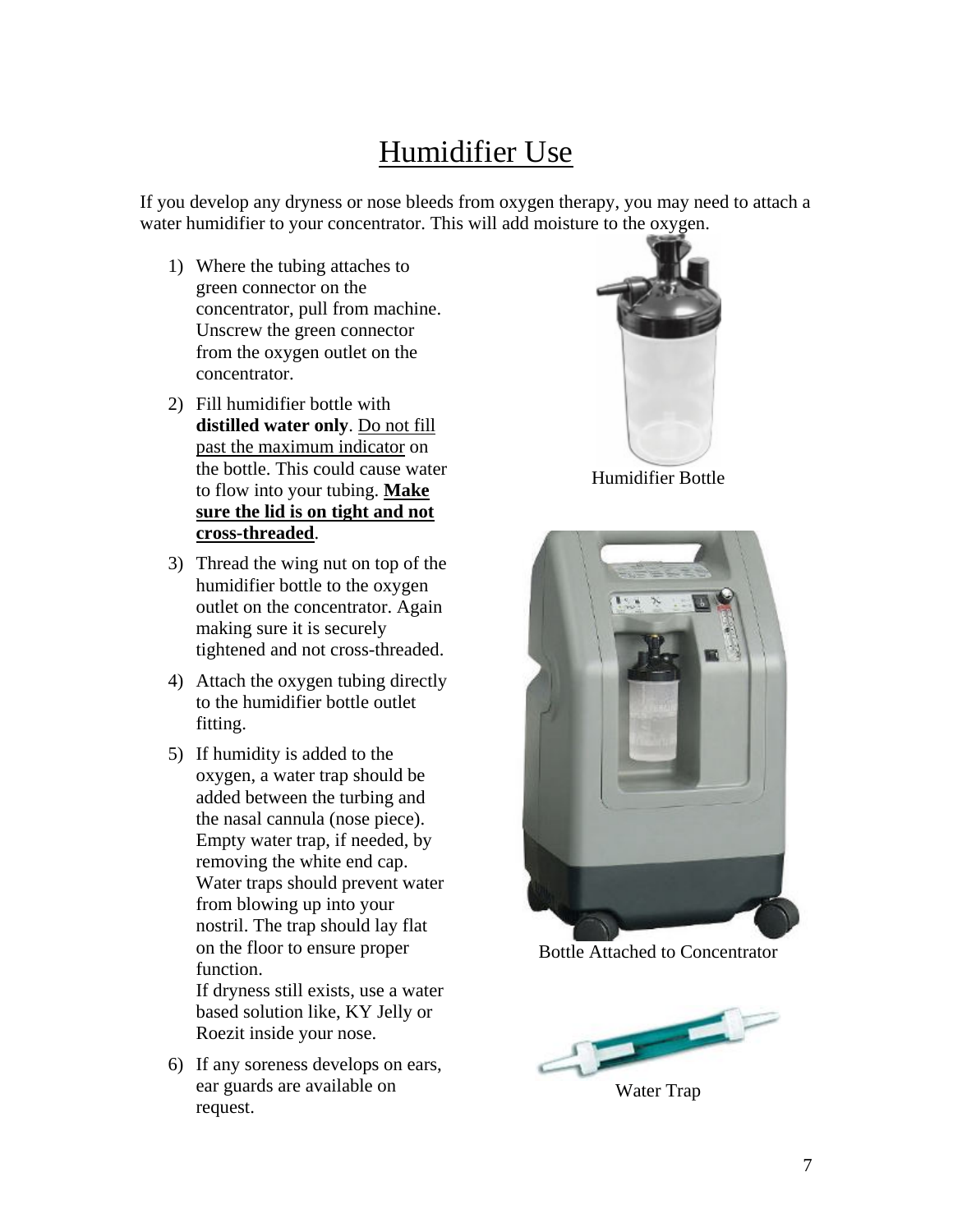# Humidifier Use

If you develop any dryness or nose bleeds from oxygen therapy, you may need to attach a water humidifier to your concentrator. This will add moisture to the oxygen.

1) Where the tubing attaches to green connector on the concentrator, pull from machine. Unscrew the green connector from the oxygen outlet on the concentrator.
2) Fill humidifier bottle with **distilled water only**. <u>Do not fill past the maximum indicator</u> on the bottle. This could cause water to flow into your tubing. **<u>Make sure the lid is on tight and not cross-threaded</u>**.
3) Thread the wing nut on top of the humidifier bottle to the oxygen outlet on the concentrator. Again making sure it is securely tightened and not cross-threaded.
4) Attach the oxygen tubing directly to the humidifier bottle outlet fitting.
5) If humidity is added to the oxygen, a water trap should be added between the turbing and the nasal cannula (nose piece). Empty water trap, if needed, by removing the white end cap. Water traps should prevent water from blowing up into your nostril. The trap should lay flat on the floor to ensure proper function.
   If dryness still exists, use a water based solution like, KY Jelly or Roezit inside your nose.
6) If any soreness develops on ears, ear guards are available on request.

Humidifier Bottle

Bottle Attached to Concentrator

Water Trap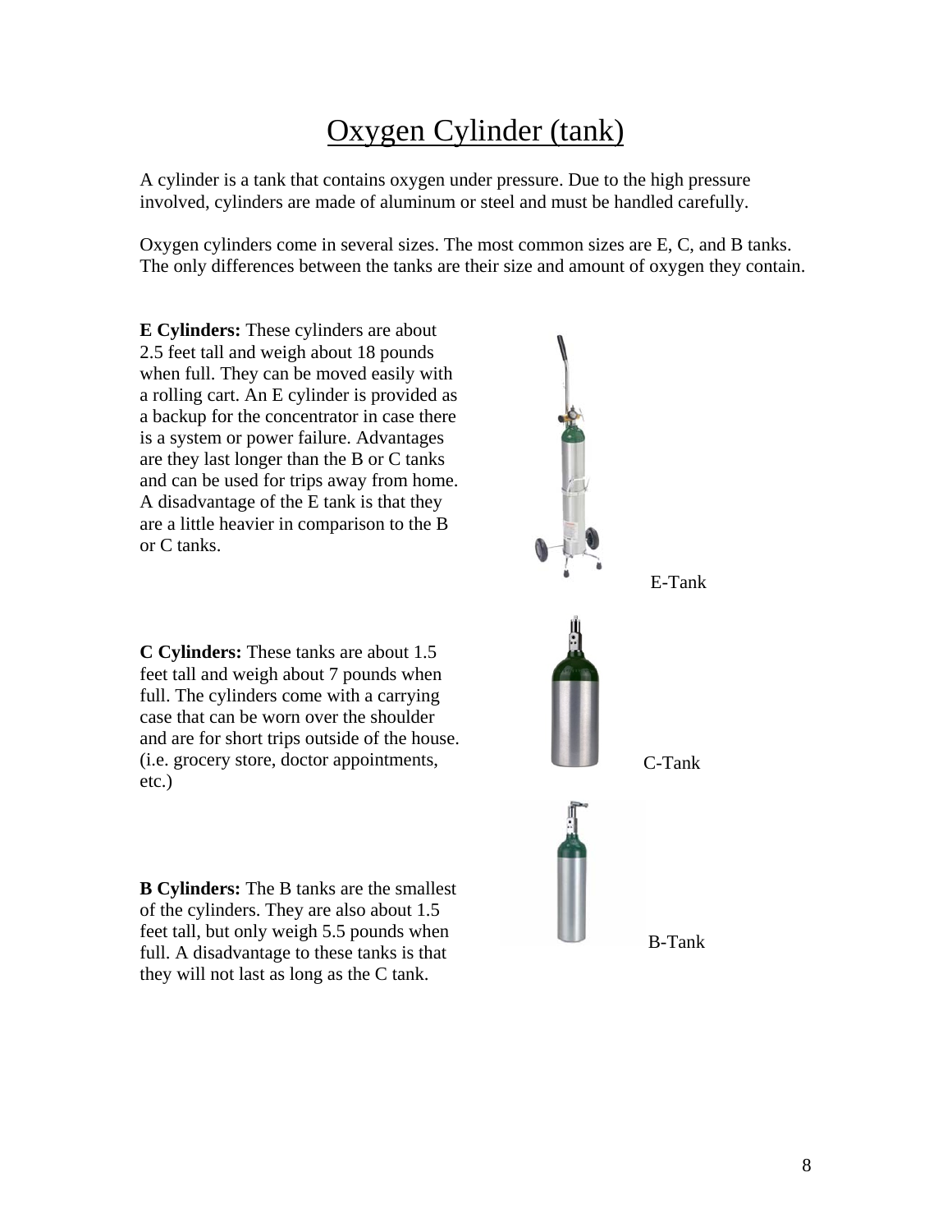# Oxygen Cylinder (tank)

A cylinder is a tank that contains oxygen under pressure. Due to the high pressure involved, cylinders are made of aluminum or steel and must be handled carefully.

Oxygen cylinders come in several sizes. The most common sizes are E, C, and B tanks. The only differences between the tanks are their size and amount of oxygen they contain.

**E Cylinders:** These cylinders are about 2.5 feet tall and weigh about 18 pounds when full. They can be moved easily with a rolling cart. An E cylinder is provided as a backup for the concentrator in case there is a system or power failure. Advantages are they last longer than the B or C tanks and can be used for trips away from home. A disadvantage of the E tank is that they are a little heavier in comparison to the B or C tanks.

E-Tank

**C Cylinders:** These tanks are about 1.5 feet tall and weigh about 7 pounds when full. The cylinders come with a carrying case that can be worn over the shoulder and are for short trips outside of the house. (i.e. grocery store, doctor appointments, etc.)

C-Tank

**B Cylinders:** The B tanks are the smallest of the cylinders. They are also about 1.5 feet tall, but only weigh 5.5 pounds when full. A disadvantage to these tanks is that they will not last as long as the C tank.

B-Tank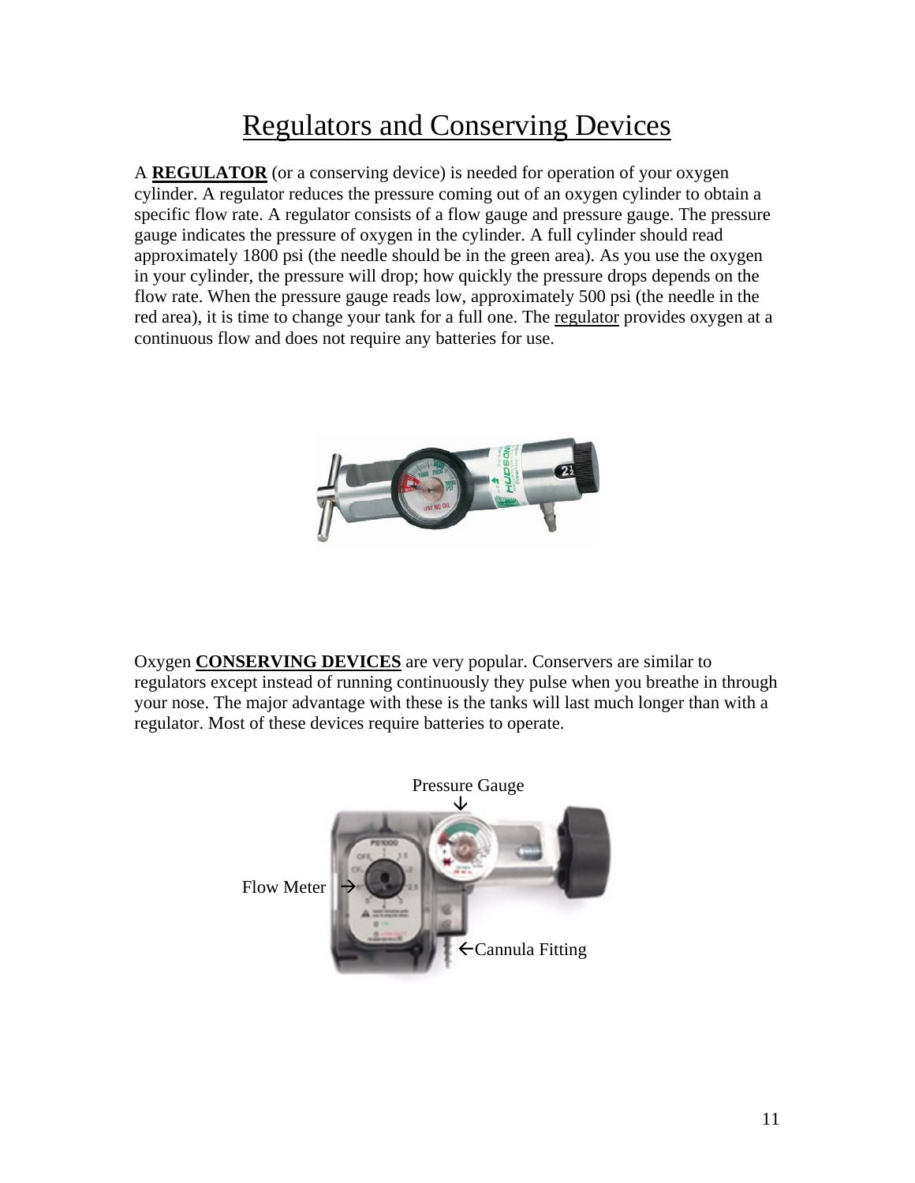# Regulators and Conserving Devices

A **REGULATOR** (or a conserving device) is needed for operation of your oxygen cylinder. A regulator reduces the pressure coming out of an oxygen cylinder to obtain a specific flow rate. A regulator consists of a flow gauge and pressure gauge. The pressure gauge indicates the pressure of oxygen in the cylinder. A full cylinder should read approximately 1800 psi (the needle should be in the green area). As you use the oxygen in your cylinder, the pressure will drop; how quickly the pressure drops depends on the flow rate. When the pressure gauge reads low, approximately 500 psi (the needle in the red area), it is time to change your tank for a full one. The regulator provides oxygen at a continuous flow and does not require any batteries for use.

Oxygen **CONSERVING DEVICES** are very popular. Conservers are similar to regulators except instead of running continuously they pulse when you breathe in through your nose. The major advantage with these is the tanks will last much longer than with a regulator. Most of these devices require batteries to operate.

Pressure Gauge ↓

Flow Meter →

←Cannula Fitting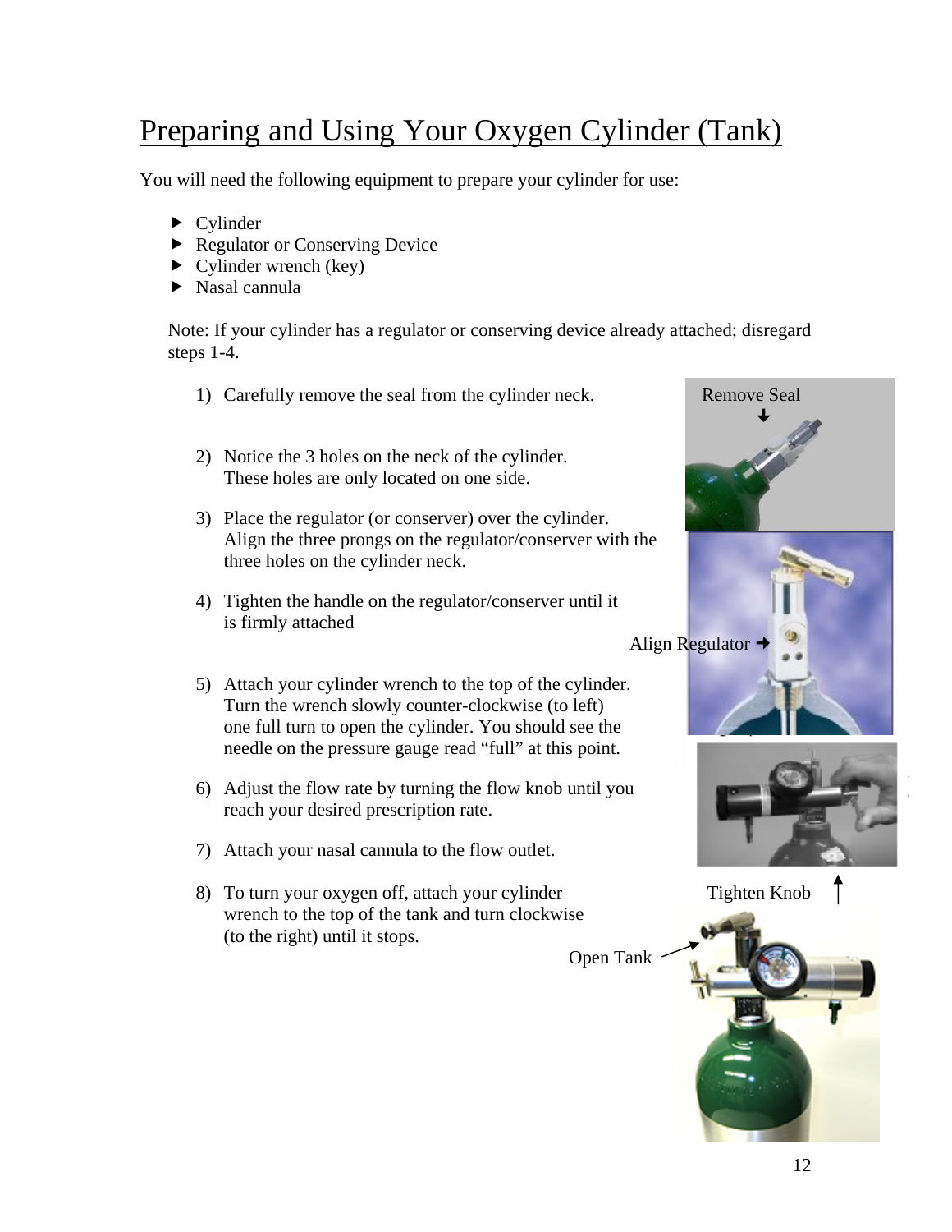# Preparing and Using Your Oxygen Cylinder (Tank)

You will need the following equipment to prepare your cylinder for use:

- Cylinder
- Regulator or Conserving Device
- Cylinder wrench (key)
- Nasal cannula

Note: If your cylinder has a regulator or conserving device already attached; disregard steps 1-4.

1) Carefully remove the seal from the cylinder neck.

2) Notice the 3 holes on the neck of the cylinder. These holes are only located on one side.

3) Place the regulator (or conserver) over the cylinder. Align the three prongs on the regulator/conserver with the three holes on the cylinder neck.

4) Tighten the handle on the regulator/conserver until it is firmly attached

5) Attach your cylinder wrench to the top of the cylinder. Turn the wrench slowly counter-clockwise (to left) one full turn to open the cylinder. You should see the needle on the pressure gauge read "full" at this point.

6) Adjust the flow rate by turning the flow knob until you reach your desired prescription rate.

7) Attach your nasal cannula to the flow outlet.

8) To turn your oxygen off, attach your cylinder wrench to the top of the tank and turn clockwise (to the right) until it stops.

Remove Seal

Align Regulator

Tighten Knob

Open Tank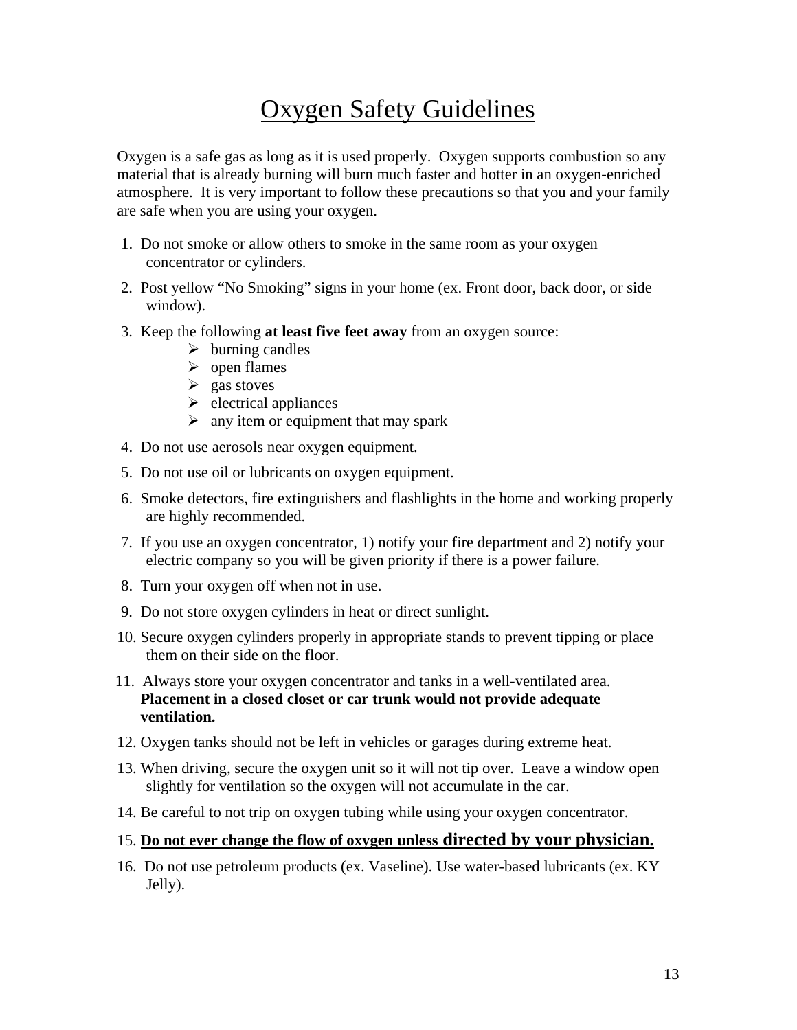# Oxygen Safety Guidelines

Oxygen is a safe gas as long as it is used properly. Oxygen supports combustion so any material that is already burning will burn much faster and hotter in an oxygen-enriched atmosphere. It is very important to follow these precautions so that you and your family are safe when you are using your oxygen.

1. Do not smoke or allow others to smoke in the same room as your oxygen concentrator or cylinders.
2. Post yellow "No Smoking" signs in your home (ex. Front door, back door, or side window).
3. Keep the following **at least five feet away** from an oxygen source:
   - burning candles
   - open flames
   - gas stoves
   - electrical appliances
   - any item or equipment that may spark
4. Do not use aerosols near oxygen equipment.
5. Do not use oil or lubricants on oxygen equipment.
6. Smoke detectors, fire extinguishers and flashlights in the home and working properly are highly recommended.
7. If you use an oxygen concentrator, 1) notify your fire department and 2) notify your electric company so you will be given priority if there is a power failure.
8. Turn your oxygen off when not in use.
9. Do not store oxygen cylinders in heat or direct sunlight.
10. Secure oxygen cylinders properly in appropriate stands to prevent tipping or place them on their side on the floor.
11. Always store your oxygen concentrator and tanks in a well-ventilated area. **Placement in a closed closet or car trunk would not provide adequate ventilation.**
12. Oxygen tanks should not be left in vehicles or garages during extreme heat.
13. When driving, secure the oxygen unit so it will not tip over. Leave a window open slightly for ventilation so the oxygen will not accumulate in the car.
14. Be careful to not trip on oxygen tubing while using your oxygen concentrator.
15. **Do not ever change the flow of oxygen unless directed by your physician.**
16. Do not use petroleum products (ex. Vaseline). Use water-based lubricants (ex. KY Jelly).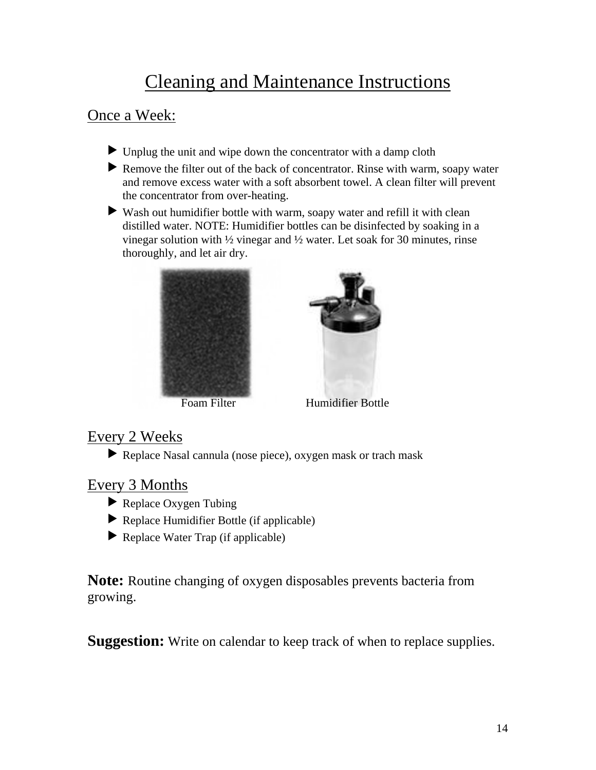# Cleaning and Maintenance Instructions

## Once a Week:

- Unplug the unit and wipe down the concentrator with a damp cloth
- Remove the filter out of the back of concentrator. Rinse with warm, soapy water and remove excess water with a soft absorbent towel. A clean filter will prevent the concentrator from over-heating.
- Wash out humidifier bottle with warm, soapy water and refill it with clean distilled water. NOTE: Humidifier bottles can be disinfected by soaking in a vinegar solution with ½ vinegar and ½ water. Let soak for 30 minutes, rinse thoroughly, and let air dry.

Foam Filter Humidifier Bottle

## Every 2 Weeks

- Replace Nasal cannula (nose piece), oxygen mask or trach mask

## Every 3 Months

- Replace Oxygen Tubing
- Replace Humidifier Bottle (if applicable)
- Replace Water Trap (if applicable)

**Note:** Routine changing of oxygen disposables prevents bacteria from growing.

**Suggestion:** Write on calendar to keep track of when to replace supplies.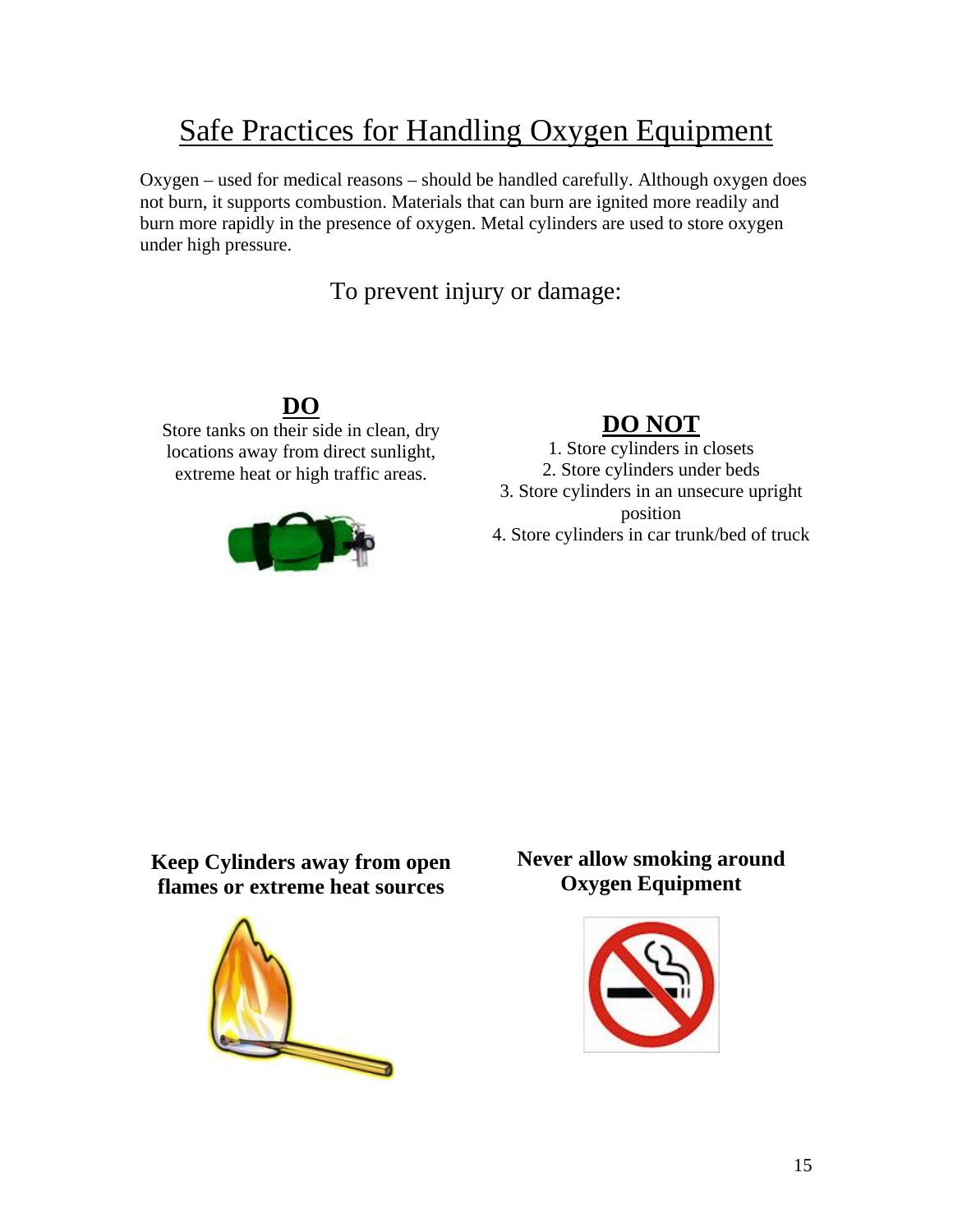# Safe Practices for Handling Oxygen Equipment

Oxygen – used for medical reasons – should be handled carefully. Although oxygen does not burn, it supports combustion. Materials that can burn are ignited more readily and burn more rapidly in the presence of oxygen. Metal cylinders are used to store oxygen under high pressure.

To prevent injury or damage:

## DO

Store tanks on their side in clean, dry locations away from direct sunlight, extreme heat or high traffic areas.

## DO NOT

1. Store cylinders in closets
2. Store cylinders under beds
3. Store cylinders in an unsecure upright position
4. Store cylinders in car trunk/bed of truck

**Keep Cylinders away from open flames or extreme heat sources**

**Never allow smoking around Oxygen Equipment**